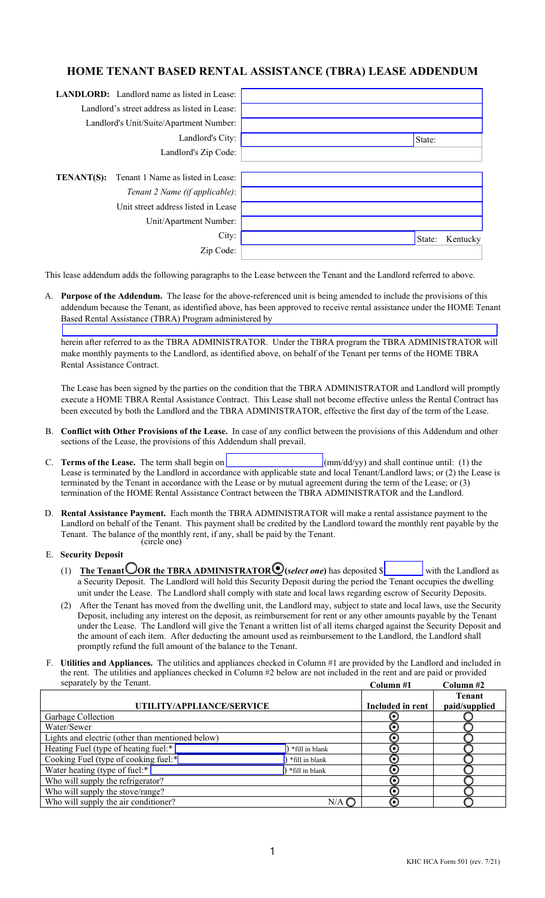# HOME TENANT BASED RENTAL ASSISTANCE (TBRA) LEASE ADDENDUM

**LANDLORD:** Landlord name as listed in Lease:

Landlord's street address as listed in Lease:

Landlord's Unit/Suite/Apartment Number:

Landlord's City: State:

Landlord's Zip Code:

**TENANT(S):** Tenant 1 Name as listed in Lease:

*Tenant 2 Name (if applicable)*:

Unit street address listed in Lease

Unit/Apartment Number:

City: State: Kentucky

Zip Code:

This lease addendum adds the following paragraphs to the Lease between the Tenant and the Landlord referred to above.

A. **Purpose of the Addendum.** The lease for the above-referenced unit is being amended to include the provisions of this addendum because the Tenant, as identified above, has been approved to receive rental assistance under the HOME Tenant Based Rental Assistance (TBRA) Program administered by

herein after referred to as the TBRA ADMINISTRATOR. Under the TBRA program the TBRA ADMINISTRATOR will make monthly payments to the Landlord, as identified above, on behalf of the Tenant per terms of the HOME TBRA Rental Assistance Contract.

The Lease has been signed by the parties on the condition that the TBRA ADMINISTRATOR and Landlord will promptly execute a HOME TBRA Rental Assistance Contract. This Lease shall not become effective unless the Rental Contract has been executed by both the Landlord and the TBRA ADMINISTRATOR, effective the first day of the term of the Lease.

B. **Conflict with Other Provisions of the Lease.** In case of any conflict between the provisions of this Addendum and other sections of the Lease, the provisions of this Addendum shall prevail.

C. **Terms of the Lease.** The term shall begin on ____________ (mm/dd/yy) and shall continue until: (1) the Lease is terminated by the Landlord in accordance with applicable state and local Tenant/Landlord laws; or (2) the Lease is terminated by the Tenant in accordance with the Lease or by mutual agreement during the term of the Lease; or (3) termination of the HOME Rental Assistance Contract between the TBRA ADMINISTRATOR and the Landlord.

D. **Rental Assistance Payment.** Each month the TBRA ADMINISTRATOR will make a rental assistance payment to the Landlord on behalf of the Tenant. This payment shall be credited by the Landlord toward the monthly rent payable by the Tenant. The balance of the monthly rent, if any, shall be paid by the Tenant.

(circle one)

E. **Security Deposit**

(1) **The Tenant** ○ **OR the TBRA ADMINISTRATOR** ◉ **(*select one*)** has deposited $________ with the Landlord as a Security Deposit. The Landlord will hold this Security Deposit during the period the Tenant occupies the dwelling unit under the Lease. The Landlord shall comply with state and local laws regarding escrow of Security Deposits.

(2) After the Tenant has moved from the dwelling unit, the Landlord may, subject to state and local laws, use the Security Deposit, including any interest on the deposit, as reimbursement for rent or any other amounts payable by the Tenant under the Lease. The Landlord will give the Tenant a written list of all items charged against the Security Deposit and the amount of each item. After deducting the amount used as reimbursement to the Landlord, the Landlord shall promptly refund the full amount of the balance to the Tenant.

F. **Utilities and Appliances.** The utilities and appliances checked in Column #1 are provided by the Landlord and included in the rent. The utilities and appliances checked in Column #2 below are not included in the rent and are paid or provided separately by the Tenant.

| UTILITY/APPLIANCE/SERVICE | Column #1 Included in rent | Column #2 Tenant paid/supplied |
|---|---|---|
| Garbage Collection | ◉ | ○ |
| Water/Sewer | ◉ | ○ |
| Lights and electric (other than mentioned below) | ◉ | ○ |
| Heating Fuel (type of heating fuel:* ________ ) *fill in blank | ◉ | ○ |
| Cooking Fuel (type of cooking fuel:* ________ ) *fill in blank | ◉ | ○ |
| Water heating (type of fuel:* ________ ) *fill in blank | ◉ | ○ |
| Who will supply the refrigerator? | ◉ | ○ |
| Who will supply the stove/range? | ◉ | ○ |
| Who will supply the air conditioner? N/A ○ | ◉ | ○ |

KHC HCA Form 501 (rev. 7/21)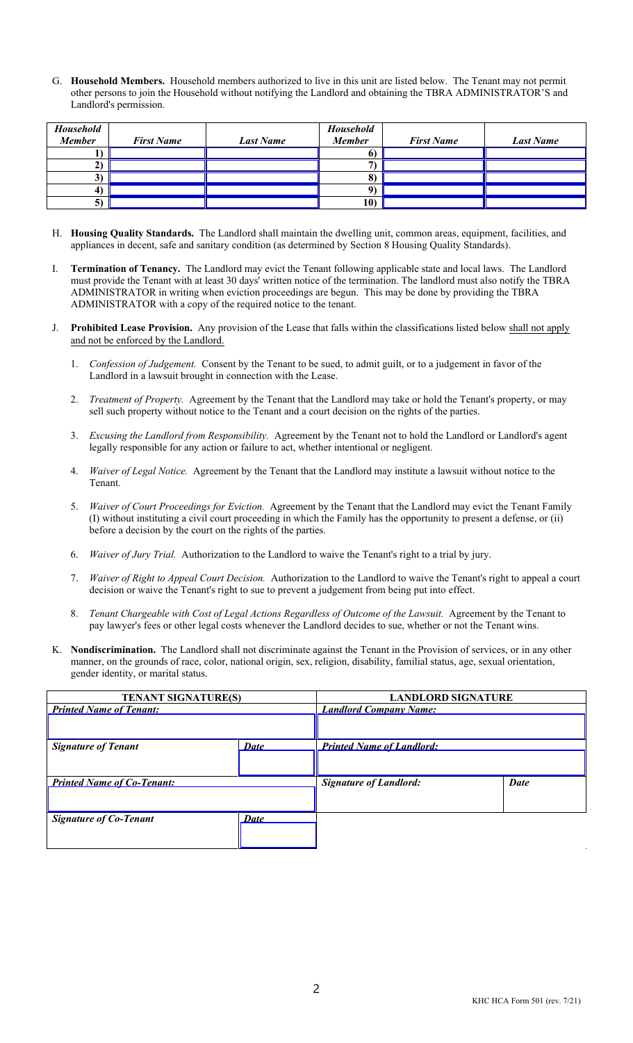G. **Household Members.** Household members authorized to live in this unit are listed below. The Tenant may not permit other persons to join the Household without notifying the Landlord and obtaining the TBRA ADMINISTRATOR'S and Landlord's permission.

| *Household Member* | *First Name* | *Last Name* | *Household Member* | *First Name* | *Last Name* |
|---|---|---|---|---|---|
| 1) | | | 6) | | |
| 2) | | | 7) | | |
| 3) | | | 8) | | |
| 4) | | | 9) | | |
| 5) | | | 10) | | |

H. **Housing Quality Standards.** The Landlord shall maintain the dwelling unit, common areas, equipment, facilities, and appliances in decent, safe and sanitary condition (as determined by Section 8 Housing Quality Standards).

I. **Termination of Tenancy.** The Landlord may evict the Tenant following applicable state and local laws. The Landlord must provide the Tenant with at least 30 days' written notice of the termination. The landlord must also notify the TBRA ADMINISTRATOR in writing when eviction proceedings are begun. This may be done by providing the TBRA ADMINISTRATOR with a copy of the required notice to the tenant.

J. **Prohibited Lease Provision.** Any provision of the Lease that falls within the classifications listed below shall not apply and not be enforced by the Landlord.

1. *Confession of Judgement.* Consent by the Tenant to be sued, to admit guilt, or to a judgement in favor of the Landlord in a lawsuit brought in connection with the Lease.

2. *Treatment of Property.* Agreement by the Tenant that the Landlord may take or hold the Tenant's property, or may sell such property without notice to the Tenant and a court decision on the rights of the parties.

3. *Excusing the Landlord from Responsibility.* Agreement by the Tenant not to hold the Landlord or Landlord's agent legally responsible for any action or failure to act, whether intentional or negligent.

4. *Waiver of Legal Notice.* Agreement by the Tenant that the Landlord may institute a lawsuit without notice to the Tenant.

5. *Waiver of Court Proceedings for Eviction.* Agreement by the Tenant that the Landlord may evict the Tenant Family (I) without instituting a civil court proceeding in which the Family has the opportunity to present a defense, or (ii) before a decision by the court on the rights of the parties.

6. *Waiver of Jury Trial.* Authorization to the Landlord to waive the Tenant's right to a trial by jury.

7. *Waiver of Right to Appeal Court Decision.* Authorization to the Landlord to waive the Tenant's right to appeal a court decision or waive the Tenant's right to sue to prevent a judgement from being put into effect.

8. *Tenant Chargeable with Cost of Legal Actions Regardless of Outcome of the Lawsuit.* Agreement by the Tenant to pay lawyer's fees or other legal costs whenever the Landlord decides to sue, whether or not the Tenant wins.

K. **Nondiscrimination.** The Landlord shall not discriminate against the Tenant in the Provision of services, or in any other manner, on the grounds of race, color, national origin, sex, religion, disability, familial status, age, sexual orientation, gender identity, or marital status.

| **TENANT SIGNATURE(S)** | | **LANDLORD SIGNATURE** | |
|---|---|---|---|
| ***Printed Name of Tenant:*** | | ***Landlord Company Name:*** | |
| ***Signature of Tenant*** | ***Date*** | ***Printed Name of Landlord:*** | |
| ***Printed Name of Co-Tenant:*** | | ***Signature of Landlord:*** | ***Date*** |
| ***Signature of Co-Tenant*** | ***Date*** | | |

KHC HCA Form 501 (rev. 7/21)